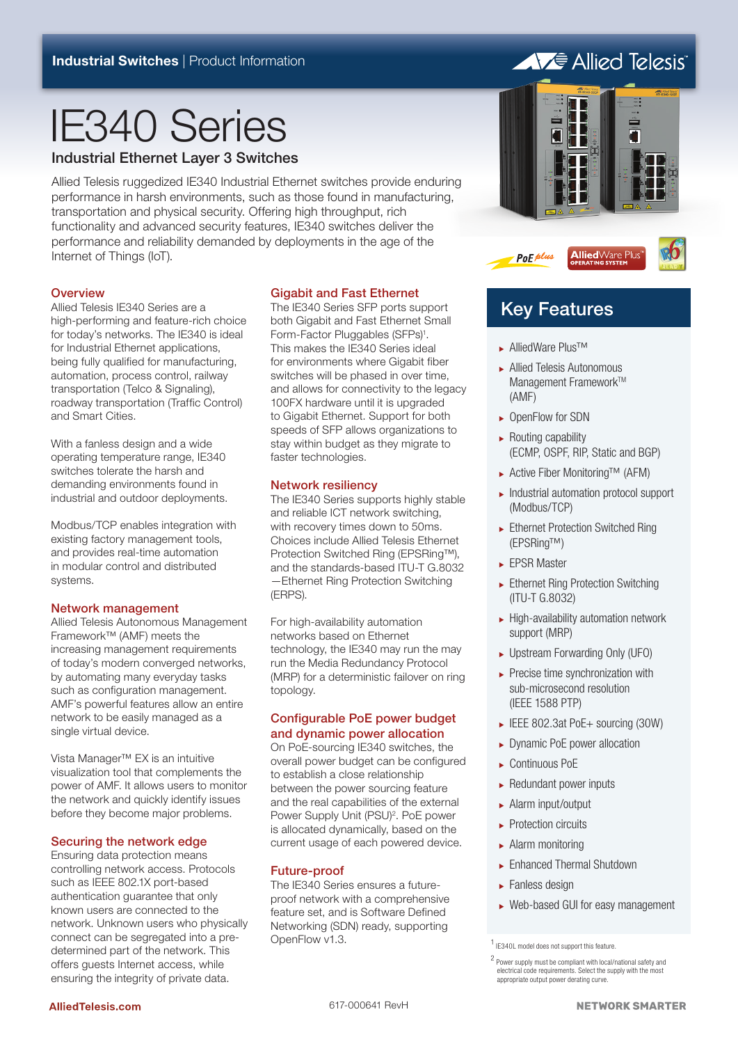Industrial Switches | Product Information

# IE340 Series

## Industrial Ethernet Layer 3 Switches

Allied Telesis ruggedized IE340 Industrial Ethernet switches provide enduring performance in harsh environments, such as those found in manufacturing, transportation and physical security. Offering high throughput, rich functionality and advanced security features, IE340 switches deliver the performance and reliability demanded by deployments in the age of the Internet of Things (IoT).

### Overview

Allied Telesis IE340 Series are a high-performing and feature-rich choice for today's networks. The IE340 is ideal for Industrial Ethernet applications, being fully qualified for manufacturing, automation, process control, railway transportation (Telco & Signaling), roadway transportation (Traffic Control) and Smart Cities.

With a fanless design and a wide operating temperature range, IE340 switches tolerate the harsh and demanding environments found in industrial and outdoor deployments.

Modbus/TCP enables integration with existing factory management tools, and provides real-time automation in modular control and distributed systems.

### Network management

Allied Telesis Autonomous Management Framework™ (AMF) meets the increasing management requirements of today's modern converged networks, by automating many everyday tasks such as configuration management. AMF's powerful features allow an entire network to be easily managed as a single virtual device.

Vista Manager™ EX is an intuitive visualization tool that complements the power of AMF. It allows users to monitor the network and quickly identify issues before they become major problems.

### Securing the network edge

Ensuring data protection means controlling network access. Protocols such as IEEE 802.1X port-based authentication guarantee that only known users are connected to the network. Unknown users who physically connect can be segregated into a pre-determined part of the network. This offers guests Internet access, while ensuring the integrity of private data.

### Gigabit and Fast Ethernet

The IE340 Series SFP ports support both Gigabit and Fast Ethernet Small Form-Factor Pluggables (SFPs)[1]. This makes the IE340 Series ideal for environments where Gigabit fiber switches will be phased in over time, and allows for connectivity to the legacy 100FX hardware until it is upgraded to Gigabit Ethernet. Support for both speeds of SFP allows organizations to stay within budget as they migrate to faster technologies.

### Network resiliency

The IE340 Series supports highly stable and reliable ICT network switching, with recovery times down to 50ms. Choices include Allied Telesis Ethernet Protection Switched Ring (EPSRing™), and the standards-based ITU-T G.8032 —Ethernet Ring Protection Switching (ERPS).

For high-availability automation networks based on Ethernet technology, the IE340 may run the may run the Media Redundancy Protocol (MRP) for a deterministic failover on ring topology.

### Configurable PoE power budget and dynamic power allocation

On PoE-sourcing IE340 switches, the overall power budget can be configured to establish a close relationship between the power sourcing feature and the real capabilities of the external Power Supply Unit (PSU)[2]. PoE power is allocated dynamically, based on the current usage of each powered device.

### Future-proof

The IE340 Series ensures a future-proof network with a comprehensive feature set, and is Software Defined Networking (SDN) ready, supporting OpenFlow v1.3.

## Key Features

- AlliedWare Plus™
- Allied Telesis Autonomous Management Framework™ (AMF)
- OpenFlow for SDN
- Routing capability (ECMP, OSPF, RIP, Static and BGP)
- Active Fiber Monitoring™ (AFM)
- Industrial automation protocol support (Modbus/TCP)
- Ethernet Protection Switched Ring (EPSRing™)
- EPSR Master
- Ethernet Ring Protection Switching (ITU-T G.8032)
- High-availability automation network support (MRP)
- Upstream Forwarding Only (UFO)
- Precise time synchronization with sub-microsecond resolution (IEEE 1588 PTP)
- IEEE 802.3at PoE+ sourcing (30W)
- Dynamic PoE power allocation
- Continuous PoE
- Redundant power inputs
- Alarm input/output
- Protection circuits
- Alarm monitoring
- Enhanced Thermal Shutdown
- Fanless design
- Web-based GUI for easy management

[1] IE340L model does not support this feature.

[2] Power supply must be compliant with local/national safety and electrical code requirements. Select the supply with the most appropriate output power derating curve.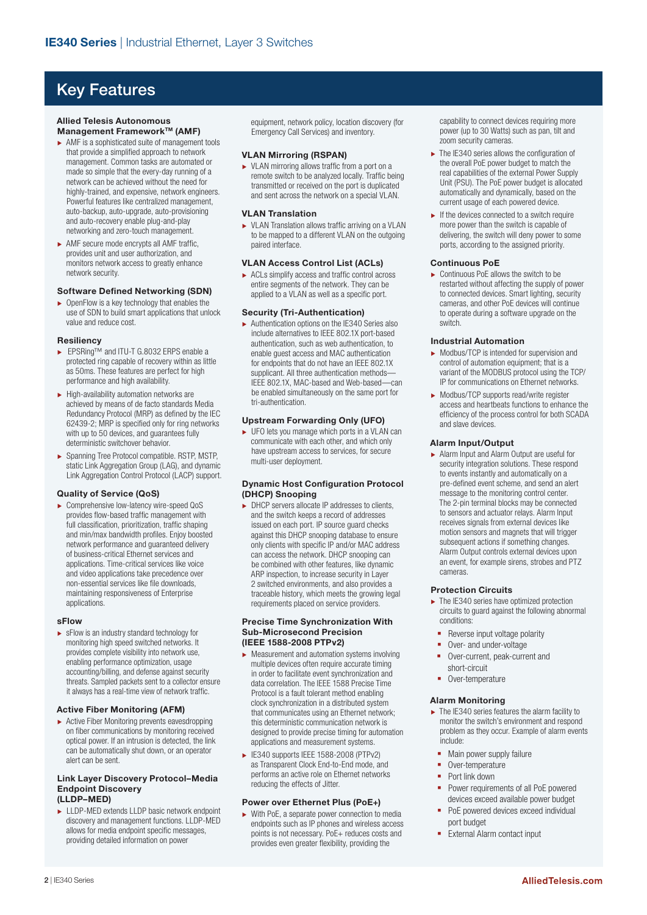## Key Features

### Allied Telesis Autonomous Management Framework™ (AMF)

- AMF is a sophisticated suite of management tools that provide a simplified approach to network management. Common tasks are automated or made so simple that the every-day running of a network can be achieved without the need for highly-trained, and expensive, network engineers. Powerful features like centralized management, auto-backup, auto-upgrade, auto-provisioning and auto-recovery enable plug-and-play networking and zero-touch management.
- AMF secure mode encrypts all AMF traffic, provides unit and user authorization, and monitors network access to greatly enhance network security.

### Software Defined Networking (SDN)

- OpenFlow is a key technology that enables the use of SDN to build smart applications that unlock value and reduce cost.

### Resiliency

- EPSRing™ and ITU-T G.8032 ERPS enable a protected ring capable of recovery within as little as 50ms. These features are perfect for high performance and high availability.
- High-availability automation networks are achieved by means of de facto standards Media Redundancy Protocol (MRP) as defined by the IEC 62439-2; MRP is specified only for ring networks with up to 50 devices, and guarantees fully deterministic switchover behavior.
- Spanning Tree Protocol compatible. RSTP, MSTP, static Link Aggregation Group (LAG), and dynamic Link Aggregation Control Protocol (LACP) support.

### Quality of Service (QoS)

- Comprehensive low-latency wire-speed QoS provides flow-based traffic management with full classification, prioritization, traffic shaping and min/max bandwidth profiles. Enjoy boosted network performance and guaranteed delivery of business-critical Ethernet services and applications. Time-critical services like voice and video applications take precedence over non-essential services like file downloads, maintaining responsiveness of Enterprise applications.

### sFlow

- sFlow is an industry standard technology for monitoring high speed switched networks. It provides complete visibility into network use, enabling performance optimization, usage accounting/billing, and defense against security threats. Sampled packets sent to a collector ensure it always has a real-time view of network traffic.

### Active Fiber Monitoring (AFM)

- Active Fiber Monitoring prevents eavesdropping on fiber communications by monitoring received optical power. If an intrusion is detected, the link can be automatically shut down, or an operator alert can be sent.

### Link Layer Discovery Protocol–Media Endpoint Discovery (LLDP–MED)

- LLDP-MED extends LLDP basic network endpoint discovery and management functions. LLDP-MED allows for media endpoint specific messages, providing detailed information on power equipment, network policy, location discovery (for Emergency Call Services) and inventory.

### VLAN Mirroring (RSPAN)

- VLAN mirroring allows traffic from a port on a remote switch to be analyzed locally. Traffic being transmitted or received on the port is duplicated and sent across the network on a special VLAN.

### VLAN Translation

- VLAN Translation allows traffic arriving on a VLAN to be mapped to a different VLAN on the outgoing paired interface.

### VLAN Access Control List (ACLs)

- ACLs simplify access and traffic control across entire segments of the network. They can be applied to a VLAN as well as a specific port.

### Security (Tri-Authentication)

- Authentication options on the IE340 Series also include alternatives to IEEE 802.1X port-based authentication, such as web authentication, to enable guest access and MAC authentication for endpoints that do not have an IEEE 802.1X supplicant. All three authentication methods—IEEE 802.1X, MAC-based and Web-based—can be enabled simultaneously on the same port for tri-authentication.

### Upstream Forwarding Only (UFO)

- UFO lets you manage which ports in a VLAN can communicate with each other, and which only have upstream access to services, for secure multi-user deployment.

### Dynamic Host Configuration Protocol (DHCP) Snooping

- DHCP servers allocate IP addresses to clients, and the switch keeps a record of addresses issued on each port. IP source guard checks against this DHCP snooping database to ensure only clients with specific IP and/or MAC address can access the network. DHCP snooping can be combined with other features, like dynamic ARP inspection, to increase security in Layer 2 switched environments, and also provides a traceable history, which meets the growing legal requirements placed on service providers.

### Precise Time Synchronization With Sub-Microsecond Precision (IEEE 1588-2008 PTPv2)

- Measurement and automation systems involving multiple devices often require accurate timing in order to facilitate event synchronization and data correlation. The IEEE 1588 Precise Time Protocol is a fault tolerant method enabling clock synchronization in a distributed system that communicates using an Ethernet network; this deterministic communication network is designed to provide precise timing for automation applications and measurement systems.
- IE340 supports IEEE 1588-2008 (PTPv2) as Transparent Clock End-to-End mode, and performs an active role on Ethernet networks reducing the effects of Jitter.

### Power over Ethernet Plus (PoE+)

- With PoE, a separate power connection to media endpoints such as IP phones and wireless access points is not necessary. PoE+ reduces costs and provides even greater flexibility, providing the capability to connect devices requiring more power (up to 30 Watts) such as pan, tilt and zoom security cameras.
- The IE340 series allows the configuration of the overall PoE power budget to match the real capabilities of the external Power Supply Unit (PSU). The PoE power budget is allocated automatically and dynamically, based on the current usage of each powered device.
- If the devices connected to a switch require more power than the switch is capable of delivering, the switch will deny power to some ports, according to the assigned priority.

### Continuous PoE

- Continuous PoE allows the switch to be restarted without affecting the supply of power to connected devices. Smart lighting, security cameras, and other PoE devices will continue to operate during a software upgrade on the switch.

### Industrial Automation

- Modbus/TCP is intended for supervision and control of automation equipment; that is a variant of the MODBUS protocol using the TCP/IP for communications on Ethernet networks.
- Modbus/TCP supports read/write register access and heartbeats functions to enhance the efficiency of the process control for both SCADA and slave devices.

### Alarm Input/Output

- Alarm Input and Alarm Output are useful for security integration solutions. These respond to events instantly and automatically on a pre-defined event scheme, and send an alert message to the monitoring control center. The 2-pin terminal blocks may be connected to sensors and actuator relays. Alarm Input receives signals from external devices like motion sensors and magnets that will trigger subsequent actions if something changes. Alarm Output controls external devices upon an event, for example sirens, strobes and PTZ cameras.

### Protection Circuits

- The IE340 series have optimized protection circuits to guard against the following abnormal conditions:
  - Reverse input voltage polarity
  - Over- and under-voltage
  - Over-current, peak-current and short-circuit
  - Over-temperature

### Alarm Monitoring

- The IE340 series features the alarm facility to monitor the switch's environment and respond problem as they occur. Example of alarm events include:
  - Main power supply failure
  - Over-temperature
  - Port link down
  - Power requirements of all PoE powered devices exceed available power budget
  - PoE powered devices exceed individual port budget
  - External Alarm contact input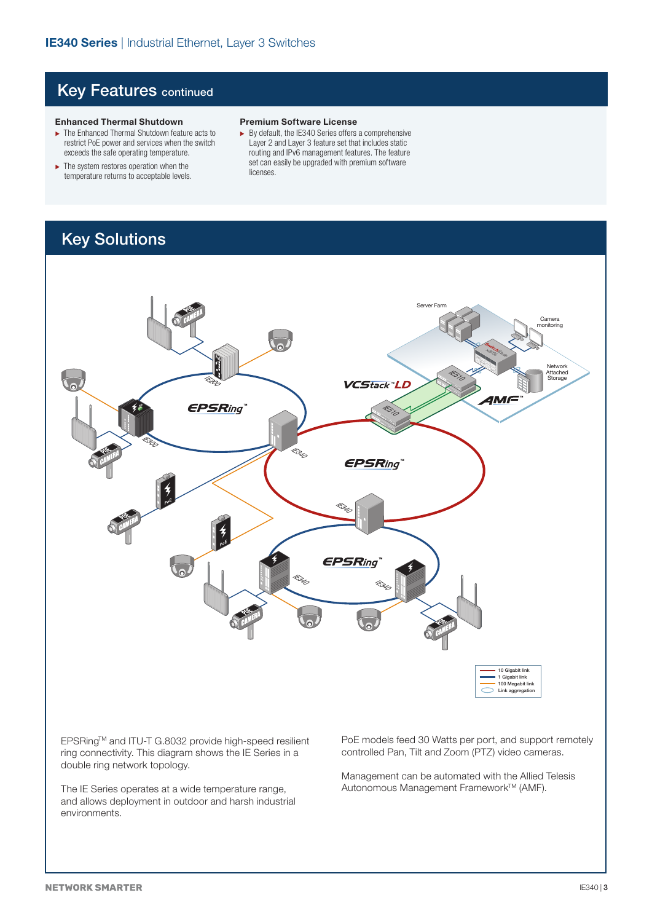## Key Features continued

**Enhanced Thermal Shutdown**

- The Enhanced Thermal Shutdown feature acts to restrict PoE power and services when the switch exceeds the safe operating temperature.
- The system restores operation when the temperature returns to acceptable levels.

**Premium Software License**

- By default, the IE340 Series offers a comprehensive Layer 2 and Layer 3 feature set that includes static routing and IPv6 management features. The feature set can easily be upgraded with premium software licenses.

## Key Solutions

EPSRing™ and ITU-T G.8032 provide high-speed resilient ring connectivity. This diagram shows the IE Series in a double ring network topology.

The IE Series operates at a wide temperature range, and allows deployment in outdoor and harsh industrial environments.

PoE models feed 30 Watts per port, and support remotely controlled Pan, Tilt and Zoom (PTZ) video cameras.

Management can be automated with the Allied Telesis Autonomous Management Framework™ (AMF).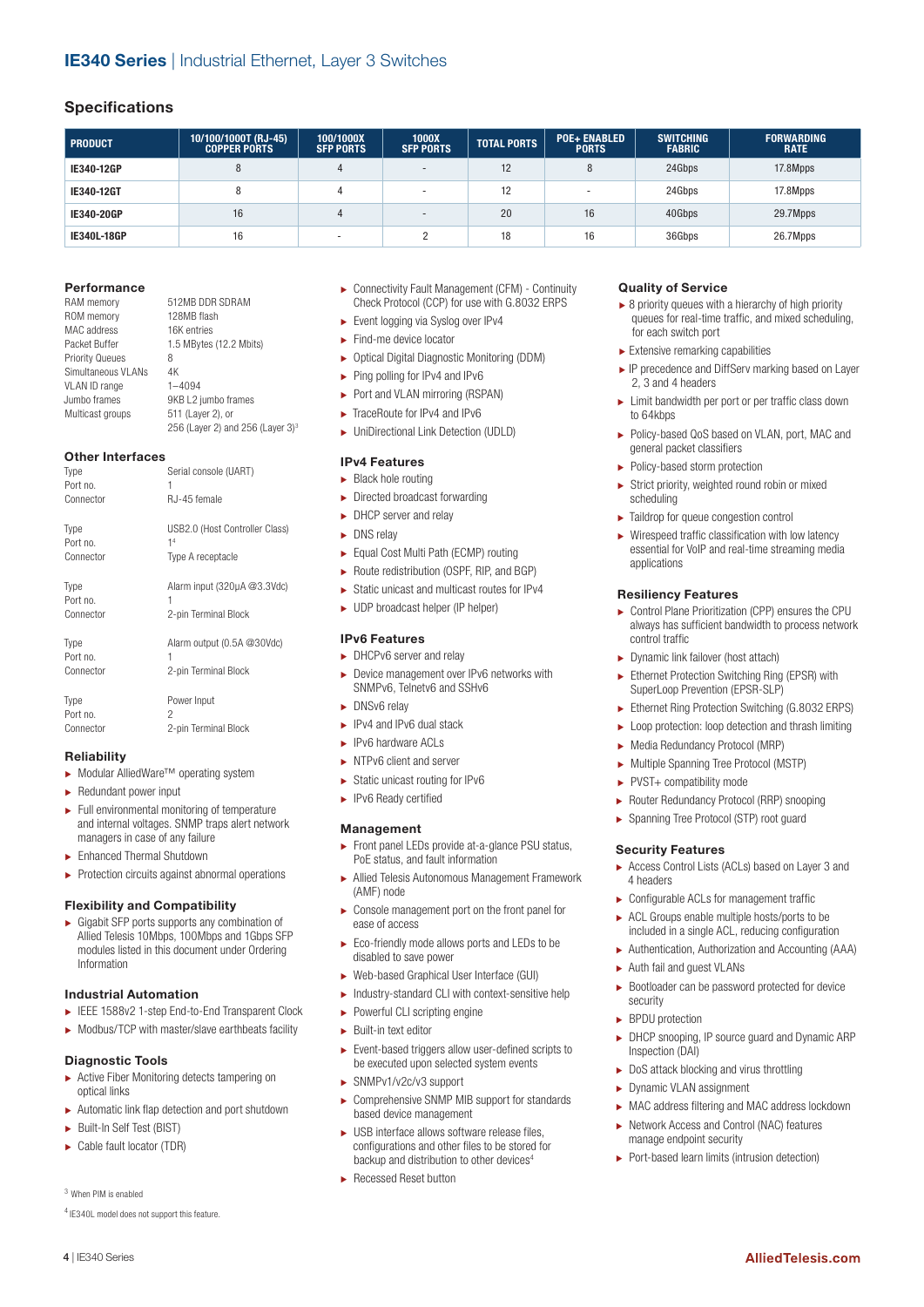## Specifications

| PRODUCT | 10/100/1000T (RJ-45) COPPER PORTS | 100/1000X SFP PORTS | 1000X SFP PORTS | TOTAL PORTS | POE+ ENABLED PORTS | SWITCHING FABRIC | FORWARDING RATE |
|---|---|---|---|---|---|---|---|
| IE340-12GP | 8 | 4 | - | 12 | 8 | 24Gbps | 17.8Mpps |
| IE340-12GT | 8 | 4 | - | 12 | - | 24Gbps | 17.8Mpps |
| IE340-20GP | 16 | 4 | - | 20 | 16 | 40Gbps | 29.7Mpps |
| IE340L-18GP | 16 | - | 2 | 18 | 16 | 36Gbps | 26.7Mpps |

### Performance

| | |
|---|---|
| RAM memory | 512MB DDR SDRAM |
| ROM memory | 128MB flash |
| MAC address | 16K entries |
| Packet Buffer | 1.5 MBytes (12.2 Mbits) |
| Priority Queues | 8 |
| Simultaneous VLANs | 4K |
| VLAN ID range | 1–4094 |
| Jumbo frames | 9KB L2 jumbo frames |
| Multicast groups | 511 (Layer 2), or 256 (Layer 2) and 256 (Layer 3)[3] |

### Other Interfaces

| | |
|---|---|
| Type | Serial console (UART) |
| Port no. | 1 |
| Connector | RJ-45 female |
| | |
| Type | USB2.0 (Host Controller Class) |
| Port no. | 1[4] |
| Connector | Type A receptacle |
| | |
| Type | Alarm input (320µA @3.3Vdc) |
| Port no. | 1 |
| Connector | 2-pin Terminal Block |
| | |
| Type | Alarm output (0.5A @30Vdc) |
| Port no. | 1 |
| Connector | 2-pin Terminal Block |
| | |
| Type | Power Input |
| Port no. | 2 |
| Connector | 2-pin Terminal Block |

### Reliability

- Modular AlliedWare™ operating system
- Redundant power input
- Full environmental monitoring of temperature and internal voltages. SNMP traps alert network managers in case of any failure
- Enhanced Thermal Shutdown
- Protection circuits against abnormal operations

### Flexibility and Compatibility

- Gigabit SFP ports supports any combination of Allied Telesis 10Mbps, 100Mbps and 1Gbps SFP modules listed in this document under Ordering Information

### Industrial Automation

- IEEE 1588v2 1-step End-to-End Transparent Clock
- Modbus/TCP with master/slave earthbeats facility

### Diagnostic Tools

- Active Fiber Monitoring detects tampering on optical links
- Automatic link flap detection and port shutdown
- Built-In Self Test (BIST)
- Cable fault locator (TDR)
- Connectivity Fault Management (CFM) - Continuity Check Protocol (CCP) for use with G.8032 ERPS
- Event logging via Syslog over IPv4
- Find-me device locator
- Optical Digital Diagnostic Monitoring (DDM)
- Ping polling for IPv4 and IPv6
- Port and VLAN mirroring (RSPAN)
- TraceRoute for IPv4 and IPv6
- UniDirectional Link Detection (UDLD)

### IPv4 Features

- Black hole routing
- Directed broadcast forwarding
- DHCP server and relay
- DNS relay
- Equal Cost Multi Path (ECMP) routing
- Route redistribution (OSPF, RIP, and BGP)
- Static unicast and multicast routes for IPv4
- UDP broadcast helper (IP helper)

### IPv6 Features

- DHCPv6 server and relay
- Device management over IPv6 networks with SNMPv6, Telnetv6 and SSHv6
- DNSv6 relay
- IPv4 and IPv6 dual stack
- IPv6 hardware ACLs
- NTPv6 client and server
- Static unicast routing for IPv6
- IPv6 Ready certified

### Management

- Front panel LEDs provide at-a-glance PSU status, PoE status, and fault information
- Allied Telesis Autonomous Management Framework (AMF) node
- Console management port on the front panel for ease of access
- Eco-friendly mode allows ports and LEDs to be disabled to save power
- Web-based Graphical User Interface (GUI)
- Industry-standard CLI with context-sensitive help
- Powerful CLI scripting engine
- Built-in text editor
- Event-based triggers allow user-defined scripts to be executed upon selected system events
- SNMPv1/v2c/v3 support
- Comprehensive SNMP MIB support for standards based device management
- USB interface allows software release files, configurations and other files to be stored for backup and distribution to other devices[4]
- Recessed Reset button

### Quality of Service

- 8 priority queues with a hierarchy of high priority queues for real-time traffic, and mixed scheduling, for each switch port
- Extensive remarking capabilities
- IP precedence and DiffServ marking based on Layer 2, 3 and 4 headers
- Limit bandwidth per port or per traffic class down to 64kbps
- Policy-based QoS based on VLAN, port, MAC and general packet classifiers
- Policy-based storm protection
- Strict priority, weighted round robin or mixed scheduling
- Taildrop for queue congestion control
- Wirespeed traffic classification with low latency essential for VoIP and real-time streaming media applications

### Resiliency Features

- Control Plane Prioritization (CPP) ensures the CPU always has sufficient bandwidth to process network control traffic
- Dynamic link failover (host attach)
- Ethernet Protection Switching Ring (EPSR) with SuperLoop Prevention (EPSR-SLP)
- Ethernet Ring Protection Switching (G.8032 ERPS)
- Loop protection: loop detection and thrash limiting
- Media Redundancy Protocol (MRP)
- Multiple Spanning Tree Protocol (MSTP)
- PVST+ compatibility mode
- Router Redundancy Protocol (RRP) snooping
- Spanning Tree Protocol (STP) root guard

### Security Features

- Access Control Lists (ACLs) based on Layer 3 and 4 headers
- Configurable ACLs for management traffic
- ACL Groups enable multiple hosts/ports to be included in a single ACL, reducing configuration
- Authentication, Authorization and Accounting (AAA)
- Auth fail and guest VLANs
- Bootloader can be password protected for device security
- BPDU protection
- DHCP snooping, IP source guard and Dynamic ARP Inspection (DAI)
- DoS attack blocking and virus throttling
- Dynamic VLAN assignment
- MAC address filtering and MAC address lockdown
- Network Access and Control (NAC) features manage endpoint security
- Port-based learn limits (intrusion detection)

[3] When PIM is enabled

[4] IE340L model does not support this feature.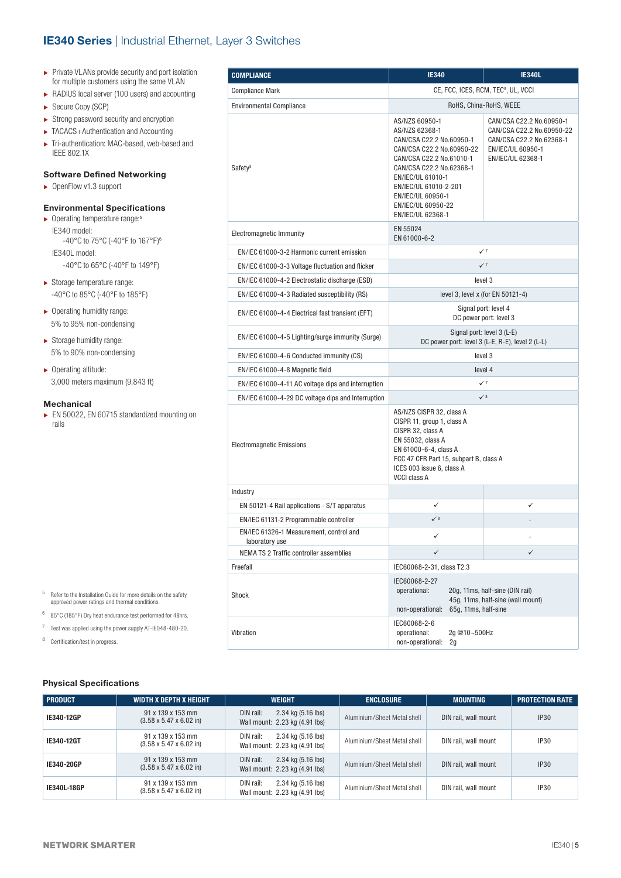# IE340 Series | Industrial Ethernet, Layer 3 Switches

- Private VLANs provide security and port isolation for multiple customers using the same VLAN
- RADIUS local server (100 users) and accounting
- Secure Copy (SCP)
- Strong password security and encryption
- TACACS+Authentication and Accounting
- Tri-authentication: MAC-based, web-based and IEEE 802.1X

### Software Defined Networking

- OpenFlow v1.3 support

### Environmental Specifications

- Operating temperature range:[5]
  IE340 model:
  -40°C to 75°C (-40°F to 167°F)[6]
  IE340L model:
  -40°C to 65°C (-40°F to 149°F)
- Storage temperature range:
  -40°C to 85°C (-40°F to 185°F)
- Operating humidity range:
  5% to 95% non-condensing
- Storage humidity range:
  5% to 90% non-condensing
- Operating altitude:
  3,000 meters maximum (9,843 ft)

### Mechanical

- EN 50022, EN 60715 standardized mounting on rails

| COMPLIANCE | IE340 | IE340L |
|---|---|---|
| Compliance Mark | CE, FCC, ICES, RCM, TEC[5], UL, VCCI | |
| Environmental Compliance | RoHS, China-RoHS, WEEE | |
| Safety[5] | AS/NZS 60950-1<br>AS/NZS 62368-1<br>CAN/CSA C22.2 No.60950-1<br>CAN/CSA C22.2 No.60950-22<br>CAN/CSA C22.2 No.61010-1<br>CAN/CSA C22.2 No.62368-1<br>EN/IEC/UL 61010-1<br>EN/IEC/UL 61010-2-201<br>EN/IEC/UL 60950-1<br>EN/IEC/UL 60950-22<br>EN/IEC/UL 62368-1 | CAN/CSA C22.2 No.60950-1<br>CAN/CSA C22.2 No.60950-22<br>CAN/CSA C22.2 No.62368-1<br>EN/IEC/UL 60950-1<br>EN/IEC/UL 62368-1 |
| Electromagnetic Immunity | EN 55024<br>EN 61000-6-2 | |
| EN/IEC 61000-3-2 Harmonic current emission | ✓[7] | |
| EN/IEC 61000-3-3 Voltage fluctuation and flicker | ✓[7] | |
| EN/IEC 61000-4-2 Electrostatic discharge (ESD) | level 3 | |
| EN/IEC 61000-4-3 Radiated susceptibility (RS) | level 3, level x (for EN 50121-4) | |
| EN/IEC 61000-4-4 Electrical fast transient (EFT) | Signal port: level 4<br>DC power port: level 3 | |
| EN/IEC 61000-4-5 Lighting/surge immunity (Surge) | Signal port: level 3 (L-E)<br>DC power port: level 3 (L-E, R-E), level 2 (L-L) | |
| EN/IEC 61000-4-6 Conducted immunity (CS) | level 3 | |
| EN/IEC 61000-4-8 Magnetic field | level 4 | |
| EN/IEC 61000-4-11 AC voltage dips and interruption | ✓[7] | |
| EN/IEC 61000-4-29 DC voltage dips and Interruption | ✓[8] | |
| Electromagnetic Emissions | AS/NZS CISPR 32, class A<br>CISPR 11, group 1, class A<br>CISPR 32, class A<br>EN 55032, class A<br>EN 61000-6-4, class A<br>FCC 47 CFR Part 15, subpart B, class A<br>ICES 003 issue 6, class A<br>VCCI class A | |
| Industry | | |
| EN 50121-4 Rail applications - S/T apparatus | ✓ | ✓ |
| EN/IEC 61131-2 Programmable controller | ✓[8] | - |
| EN/IEC 61326-1 Measurement, control and laboratory use | ✓ | - |
| NEMA TS 2 Traffic controller assemblies | ✓ | ✓ |
| Freefall | IEC60068-2-31, class T2.3 | |
| Shock | IEC60068-2-27<br>operational: 20g, 11ms, half-sine (DIN rail)<br>45g, 11ms, half-sine (wall mount)<br>non-operational: 65g, 11ms, half-sine | |
| Vibration | IEC60068-2-6<br>operational: 2g @10~500Hz<br>non-operational: 2g | |

[5] Refer to the Installation Guide for more details on the safety approved power ratings and thermal conditions.

[6] 85°C (185°F) Dry heat endurance test performed for 48hrs.

[7] Test was applied using the power supply AT-IE048-480-20.

[8] Certification/test in progress.

### Physical Specifications

| PRODUCT | WIDTH X DEPTH X HEIGHT | WEIGHT | ENCLOSURE | MOUNTING | PROTECTION RATE |
|---|---|---|---|---|---|
| **IE340-12GP** | 91 x 139 x 153 mm<br>(3.58 x 5.47 x 6.02 in) | DIN rail: 2.34 kg (5.16 lbs)<br>Wall mount: 2.23 kg (4.91 lbs) | Aluminium/Sheet Metal shell | DIN rail, wall mount | IP30 |
| **IE340-12GT** | 91 x 139 x 153 mm<br>(3.58 x 5.47 x 6.02 in) | DIN rail: 2.34 kg (5.16 lbs)<br>Wall mount: 2.23 kg (4.91 lbs) | Aluminium/Sheet Metal shell | DIN rail, wall mount | IP30 |
| **IE340-20GP** | 91 x 139 x 153 mm<br>(3.58 x 5.47 x 6.02 in) | DIN rail: 2.34 kg (5.16 lbs)<br>Wall mount: 2.23 kg (4.91 lbs) | Aluminium/Sheet Metal shell | DIN rail, wall mount | IP30 |
| **IE340L-18GP** | 91 x 139 x 153 mm<br>(3.58 x 5.47 x 6.02 in) | DIN rail: 2.34 kg (5.16 lbs)<br>Wall mount: 2.23 kg (4.91 lbs) | Aluminium/Sheet Metal shell | DIN rail, wall mount | IP30 |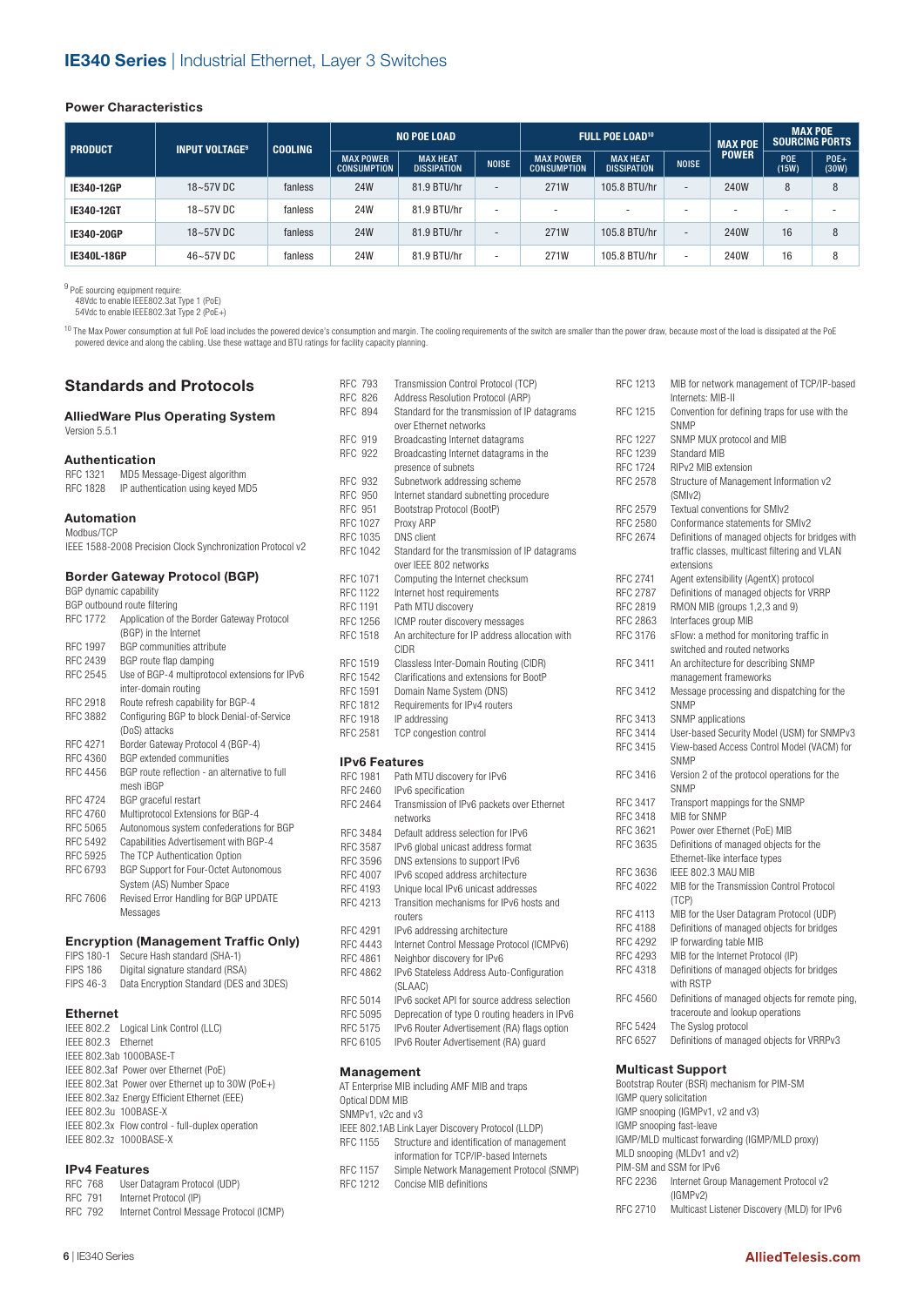## Power Characteristics

| PRODUCT | INPUT VOLTAGE[9] | COOLING | NO POE LOAD | | | FULL POE LOAD[10] | | | MAX POE POWER | MAX POE SOURCING PORTS | |
|---|---|---|---|---|---|---|---|---|---|---|---|
| | | | MAX POWER CONSUMPTION | MAX HEAT DISSIPATION | NOISE | MAX POWER CONSUMPTION | MAX HEAT DISSIPATION | NOISE | | POE (15W) | POE+ (30W) |
| **IE340-12GP** | 18~57V DC | fanless | 24W | 81.9 BTU/hr | - | 271W | 105.8 BTU/hr | - | 240W | 8 | 8 |
| **IE340-12GT** | 18~57V DC | fanless | 24W | 81.9 BTU/hr | - | - | - | - | - | - | - |
| **IE340-20GP** | 18~57V DC | fanless | 24W | 81.9 BTU/hr | - | 271W | 105.8 BTU/hr | - | 240W | 16 | 8 |
| **IE340L-18GP** | 46~57V DC | fanless | 24W | 81.9 BTU/hr | - | 271W | 105.8 BTU/hr | - | 240W | 16 | 8 |

[9] PoE sourcing equipment require:
48Vdc to enable IEEE802.3at Type 1 (PoE)
54Vdc to enable IEEE802.3at Type 2 (PoE+)

[10] The Max Power consumption at full PoE load includes the powered device's consumption and margin. The cooling requirements of the switch are smaller than the power draw, because most of the load is dissipated at the PoE powered device and along the cabling. Use these wattage and BTU ratings for facility capacity planning.

## Standards and Protocols

### AlliedWare Plus Operating System
Version 5.5.1

### Authentication
RFC 1321 MD5 Message-Digest algorithm
RFC 1828 IP authentication using keyed MD5

### Automation
Modbus/TCP
IEEE 1588-2008 Precision Clock Synchronization Protocol v2

### Border Gateway Protocol (BGP)
BGP dynamic capability
BGP outbound route filtering
RFC 1772 Application of the Border Gateway Protocol (BGP) in the Internet
RFC 1997 BGP communities attribute
RFC 2439 BGP route flap damping
RFC 2545 Use of BGP-4 multiprotocol extensions for IPv6 inter-domain routing
RFC 2918 Route refresh capability for BGP-4
RFC 3882 Configuring BGP to block Denial-of-Service (DoS) attacks
RFC 4271 Border Gateway Protocol 4 (BGP-4)
RFC 4360 BGP extended communities
RFC 4456 BGP route reflection - an alternative to full mesh iBGP
RFC 4724 BGP graceful restart
RFC 4760 Multiprotocol Extensions for BGP-4
RFC 5065 Autonomous system confederations for BGP
RFC 5492 Capabilities Advertisement with BGP-4
RFC 5925 The TCP Authentication Option
RFC 6793 BGP Support for Four-Octet Autonomous System (AS) Number Space
RFC 7606 Revised Error Handling for BGP UPDATE Messages

### Encryption (Management Traffic Only)
FIPS 180-1 Secure Hash standard (SHA-1)
FIPS 186 Digital signature standard (RSA)
FIPS 46-3 Data Encryption Standard (DES and 3DES)

### Ethernet
IEEE 802.2 Logical Link Control (LLC)
IEEE 802.3 Ethernet
IEEE 802.3ab 1000BASE-T
IEEE 802.3af Power over Ethernet (PoE)
IEEE 802.3at Power over Ethernet up to 30W (PoE+)
IEEE 802.3az Energy Efficient Ethernet (EEE)
IEEE 802.3u 100BASE-X
IEEE 802.3x Flow control - full-duplex operation
IEEE 802.3z 1000BASE-X

### IPv4 Features
RFC 768 User Datagram Protocol (UDP)
RFC 791 Internet Protocol (IP)
RFC 792 Internet Control Message Protocol (ICMP)
RFC 793 Transmission Control Protocol (TCP)
RFC 826 Address Resolution Protocol (ARP)
RFC 894 Standard for the transmission of IP datagrams over Ethernet networks
RFC 919 Broadcasting Internet datagrams
RFC 922 Broadcasting Internet datagrams in the presence of subnets
RFC 932 Subnetwork addressing scheme
RFC 950 Internet standard subnetting procedure
RFC 951 Bootstrap Protocol (BootP)
RFC 1027 Proxy ARP
RFC 1035 DNS client
RFC 1042 Standard for the transmission of IP datagrams over IEEE 802 networks
RFC 1071 Computing the Internet checksum
RFC 1122 Internet host requirements
RFC 1191 Path MTU discovery
RFC 1256 ICMP router discovery messages
RFC 1518 An architecture for IP address allocation with CIDR
RFC 1519 Classless Inter-Domain Routing (CIDR)
RFC 1542 Clarifications and extensions for BootP
RFC 1591 Domain Name System (DNS)
RFC 1812 Requirements for IPv4 routers
RFC 1918 IP addressing
RFC 2581 TCP congestion control

### IPv6 Features
RFC 1981 Path MTU discovery for IPv6
RFC 2460 IPv6 specification
RFC 2464 Transmission of IPv6 packets over Ethernet networks
RFC 3484 Default address selection for IPv6
RFC 3587 IPv6 global unicast address format
RFC 3596 DNS extensions to support IPv6
RFC 4007 IPv6 scoped address architecture
RFC 4193 Unique local IPv6 unicast addresses
RFC 4213 Transition mechanisms for IPv6 hosts and routers
RFC 4291 IPv6 addressing architecture
RFC 4443 Internet Control Message Protocol (ICMPv6)
RFC 4861 Neighbor discovery for IPv6
RFC 4862 IPv6 Stateless Address Auto-Configuration (SLAAC)
RFC 5014 IPv6 socket API for source address selection
RFC 5095 Deprecation of type 0 routing headers in IPv6
RFC 5175 IPv6 Router Advertisement (RA) flags option
RFC 6105 IPv6 Router Advertisement (RA) guard

### Management
AT Enterprise MIB including AMF MIB and traps
Optical DDM MIB
SNMPv1, v2c and v3
IEEE 802.1AB Link Layer Discovery Protocol (LLDP)
RFC 1155 Structure and identification of management information for TCP/IP-based Internets
RFC 1157 Simple Network Management Protocol (SNMP)
RFC 1212 Concise MIB definitions
RFC 1213 MIB for network management of TCP/IP-based Internets: MIB-II
RFC 1215 Convention for defining traps for use with the SNMP
RFC 1227 SNMP MUX protocol and MIB
RFC 1239 Standard MIB
RFC 1724 RIPv2 MIB extension
RFC 2578 Structure of Management Information v2 (SMIv2)
RFC 2579 Textual conventions for SMIv2
RFC 2580 Conformance statements for SMIv2
RFC 2674 Definitions of managed objects for bridges with traffic classes, multicast filtering and VLAN extensions
RFC 2741 Agent extensibility (AgentX) protocol
RFC 2787 Definitions of managed objects for VRRP
RFC 2819 RMON MIB (groups 1,2,3 and 9)
RFC 2863 Interfaces group MIB
RFC 3176 sFlow: a method for monitoring traffic in switched and routed networks
RFC 3411 An architecture for describing SNMP management frameworks
RFC 3412 Message processing and dispatching for the SNMP
RFC 3413 SNMP applications
RFC 3414 User-based Security Model (USM) for SNMPv3
RFC 3415 View-based Access Control Model (VACM) for SNMP
RFC 3416 Version 2 of the protocol operations for the SNMP
RFC 3417 Transport mappings for the SNMP
RFC 3418 MIB for SNMP
RFC 3621 Power over Ethernet (PoE) MIB
RFC 3635 Definitions of managed objects for the Ethernet-like interface types
RFC 3636 IEEE 802.3 MAU MIB
RFC 4022 MIB for the Transmission Control Protocol (TCP)
RFC 4113 MIB for the User Datagram Protocol (UDP)
RFC 4188 Definitions of managed objects for bridges
RFC 4292 IP forwarding table MIB
RFC 4293 MIB for the Internet Protocol (IP)
RFC 4318 Definitions of managed objects for bridges with RSTP
RFC 4560 Definitions of managed objects for remote ping, traceroute and lookup operations
RFC 5424 The Syslog protocol
RFC 6527 Definitions of managed objects for VRRPv3

### Multicast Support
Bootstrap Router (BSR) mechanism for PIM-SM
IGMP query solicitation
IGMP snooping (IGMPv1, v2 and v3)
IGMP snooping fast-leave
IGMP/MLD multicast forwarding (IGMP/MLD proxy)
MLD snooping (MLDv1 and v2)
PIM-SM and SSM for IPv6
RFC 2236 Internet Group Management Protocol v2 (IGMPv2)
RFC 2710 Multicast Listener Discovery (MLD) for IPv6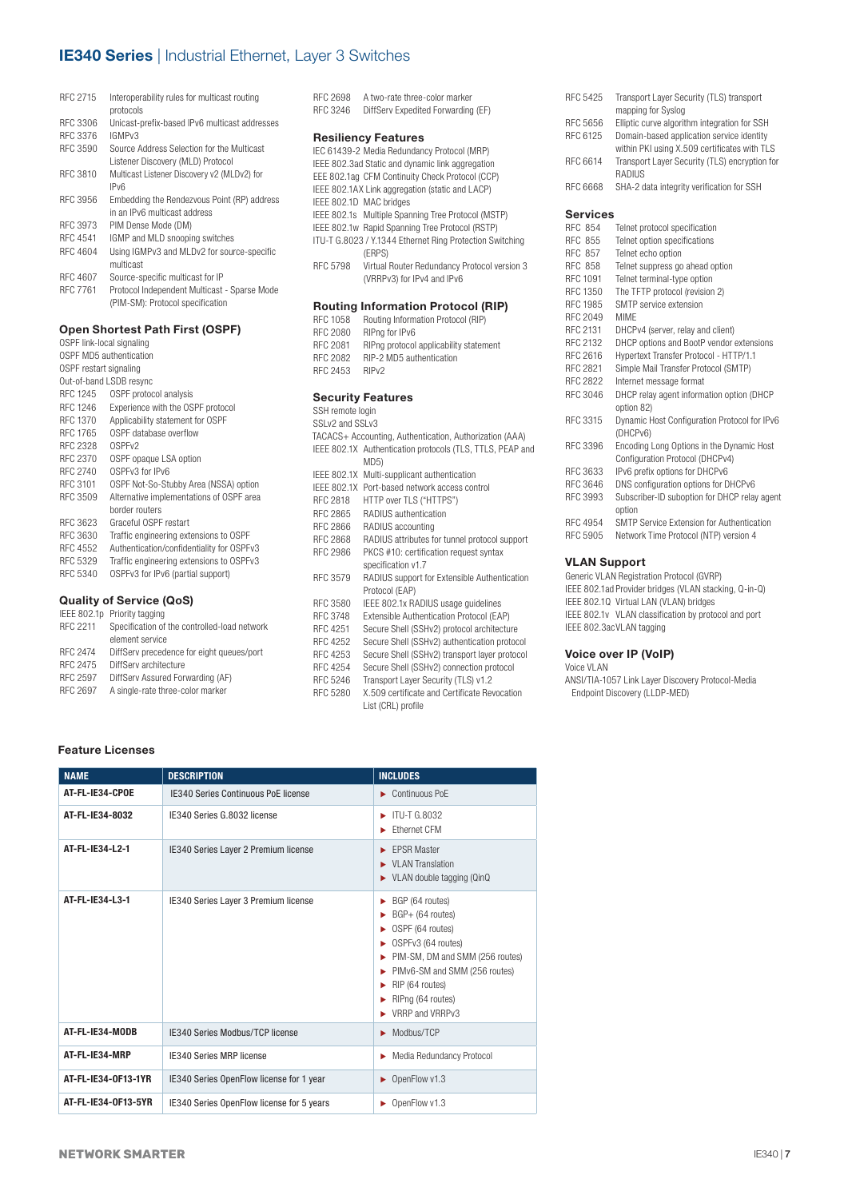# IE340 Series | Industrial Ethernet, Layer 3 Switches

RFC 2715 Interoperability rules for multicast routing protocols
RFC 3306 Unicast-prefix-based IPv6 multicast addresses
RFC 3376 IGMPv3
RFC 3590 Source Address Selection for the Multicast Listener Discovery (MLD) Protocol
RFC 3810 Multicast Listener Discovery v2 (MLDv2) for IPv6
RFC 3956 Embedding the Rendezvous Point (RP) address in an IPv6 multicast address
RFC 3973 PIM Dense Mode (DM)
RFC 4541 IGMP and MLD snooping switches
RFC 4604 Using IGMPv3 and MLDv2 for source-specific multicast
RFC 4607 Source-specific multicast for IP
RFC 7761 Protocol Independent Multicast - Sparse Mode (PIM-SM): Protocol specification

## Open Shortest Path First (OSPF)

OSPF link-local signaling
OSPF MD5 authentication
OSPF restart signaling
Out-of-band LSDB resync
RFC 1245 OSPF protocol analysis
RFC 1246 Experience with the OSPF protocol
RFC 1370 Applicability statement for OSPF
RFC 1765 OSPF database overflow
RFC 2328 OSPFv2
RFC 2370 OSPF opaque LSA option
RFC 2740 OSPFv3 for IPv6
RFC 3101 OSPF Not-So-Stubby Area (NSSA) option
RFC 3509 Alternative implementations of OSPF area border routers
RFC 3623 Graceful OSPF restart
RFC 3630 Traffic engineering extensions to OSPF
RFC 4552 Authentication/confidentiality for OSPFv3
RFC 5329 Traffic engineering extensions to OSPFv3
RFC 5340 OSPFv3 for IPv6 (partial support)

## Quality of Service (QoS)

IEEE 802.1p Priority tagging
RFC 2211 Specification of the controlled-load network element service
RFC 2474 DiffServ precedence for eight queues/port
RFC 2475 DiffServ architecture
RFC 2597 DiffServ Assured Forwarding (AF)
RFC 2697 A single-rate three-color marker
RFC 2698 A two-rate three-color marker
RFC 3246 DiffServ Expedited Forwarding (EF)

## Resiliency Features

IEC 61439-2 Media Redundancy Protocol (MRP)
IEEE 802.3ad Static and dynamic link aggregation
EEE 802.1ag CFM Continuity Check Protocol (CCP)
IEEE 802.1AX Link aggregation (static and LACP)
IEEE 802.1D MAC bridges
IEEE 802.1s Multiple Spanning Tree Protocol (MSTP)
IEEE 802.1w Rapid Spanning Tree Protocol (RSTP)
ITU-T G.8023 / Y.1344 Ethernet Ring Protection Switching (ERPS)
RFC 5798 Virtual Router Redundancy Protocol version 3 (VRRPv3) for IPv4 and IPv6

## Routing Information Protocol (RIP)

RFC 1058 Routing Information Protocol (RIP)
RFC 2080 RIPng for IPv6
RFC 2081 RIPng protocol applicability statement
RFC 2082 RIP-2 MD5 authentication
RFC 2453 RIPv2

## Security Features

SSH remote login
SSLv2 and SSLv3
TACACS+ Accounting, Authentication, Authorization (AAA)
IEEE 802.1X Authentication protocols (TLS, TTLS, PEAP and MD5)
IEEE 802.1X Multi-supplicant authentication
IEEE 802.1X Port-based network access control
RFC 2818 HTTP over TLS ("HTTPS")
RFC 2865 RADIUS authentication
RFC 2866 RADIUS accounting
RFC 2868 RADIUS attributes for tunnel protocol support
RFC 2986 PKCS #10: certification request syntax specification v1.7
RFC 3579 RADIUS support for Extensible Authentication Protocol (EAP)
RFC 3580 IEEE 802.1x RADIUS usage guidelines
RFC 3748 Extensible Authentication Protocol (EAP)
RFC 4251 Secure Shell (SSHv2) protocol architecture
RFC 4252 Secure Shell (SSHv2) authentication protocol
RFC 4253 Secure Shell (SSHv2) transport layer protocol
RFC 4254 Secure Shell (SSHv2) connection protocol
RFC 5246 Transport Layer Security (TLS) v1.2
RFC 5280 X.509 certificate and Certificate Revocation List (CRL) profile
RFC 5425 Transport Layer Security (TLS) transport mapping for Syslog
RFC 5656 Elliptic curve algorithm integration for SSH
RFC 6125 Domain-based application service identity within PKI using X.509 certificates with TLS
RFC 6614 Transport Layer Security (TLS) encryption for RADIUS
RFC 6668 SHA-2 data integrity verification for SSH

## Services

RFC 854 Telnet protocol specification
RFC 855 Telnet option specifications
RFC 857 Telnet echo option
RFC 858 Telnet suppress go ahead option
RFC 1091 Telnet terminal-type option
RFC 1350 The TFTP protocol (revision 2)
RFC 1985 SMTP service extension
RFC 2049 MIME
RFC 2131 DHCPv4 (server, relay and client)
RFC 2132 DHCP options and BootP vendor extensions
RFC 2616 Hypertext Transfer Protocol - HTTP/1.1
RFC 2821 Simple Mail Transfer Protocol (SMTP)
RFC 2822 Internet message format
RFC 3046 DHCP relay agent information option (DHCP option 82)
RFC 3315 Dynamic Host Configuration Protocol for IPv6 (DHCPv6)
RFC 3396 Encoding Long Options in the Dynamic Host Configuration Protocol (DHCPv4)
RFC 3633 IPv6 prefix options for DHCPv6
RFC 3646 DNS configuration options for DHCPv6
RFC 3993 Subscriber-ID suboption for DHCP relay agent option
RFC 4954 SMTP Service Extension for Authentication
RFC 5905 Network Time Protocol (NTP) version 4

## VLAN Support

Generic VLAN Registration Protocol (GVRP)
IEEE 802.1ad Provider bridges (VLAN stacking, Q-in-Q)
IEEE 802.1Q Virtual LAN (VLAN) bridges
IEEE 802.1v VLAN classification by protocol and port
IEEE 802.3acVLAN tagging

## Voice over IP (VoIP)

Voice VLAN
ANSI/TIA-1057 Link Layer Discovery Protocol-Media Endpoint Discovery (LLDP-MED)

## Feature Licenses

| NAME | DESCRIPTION | INCLUDES |
|---|---|---|
| **AT-FL-IE34-CPOE** | IE340 Series Continuous PoE license | ► Continuous PoE |
| **AT-FL-IE34-8032** | IE340 Series G.8032 license | ► ITU-T G.8032<br>► Ethernet CFM |
| **AT-FL-IE34-L2-1** | IE340 Series Layer 2 Premium license | ► EPSR Master<br>► VLAN Translation<br>► VLAN double tagging (QinQ |
| **AT-FL-IE34-L3-1** | IE340 Series Layer 3 Premium license | ► BGP (64 routes)<br>► BGP+ (64 routes)<br>► OSPF (64 routes)<br>► OSPFv3 (64 routes)<br>► PIM-SM, DM and SMM (256 routes)<br>► PIMv6-SM and SMM (256 routes)<br>► RIP (64 routes)<br>► RIPng (64 routes)<br>► VRRP and VRRPv3 |
| **AT-FL-IE34-MODB** | IE340 Series Modbus/TCP license | ► Modbus/TCP |
| **AT-FL-IE34-MRP** | IE340 Series MRP license | ► Media Redundancy Protocol |
| **AT-FL-IE34-OF13-1YR** | IE340 Series OpenFlow license for 1 year | ► OpenFlow v1.3 |
| **AT-FL-IE34-OF13-5YR** | IE340 Series OpenFlow license for 5 years | ► OpenFlow v1.3 |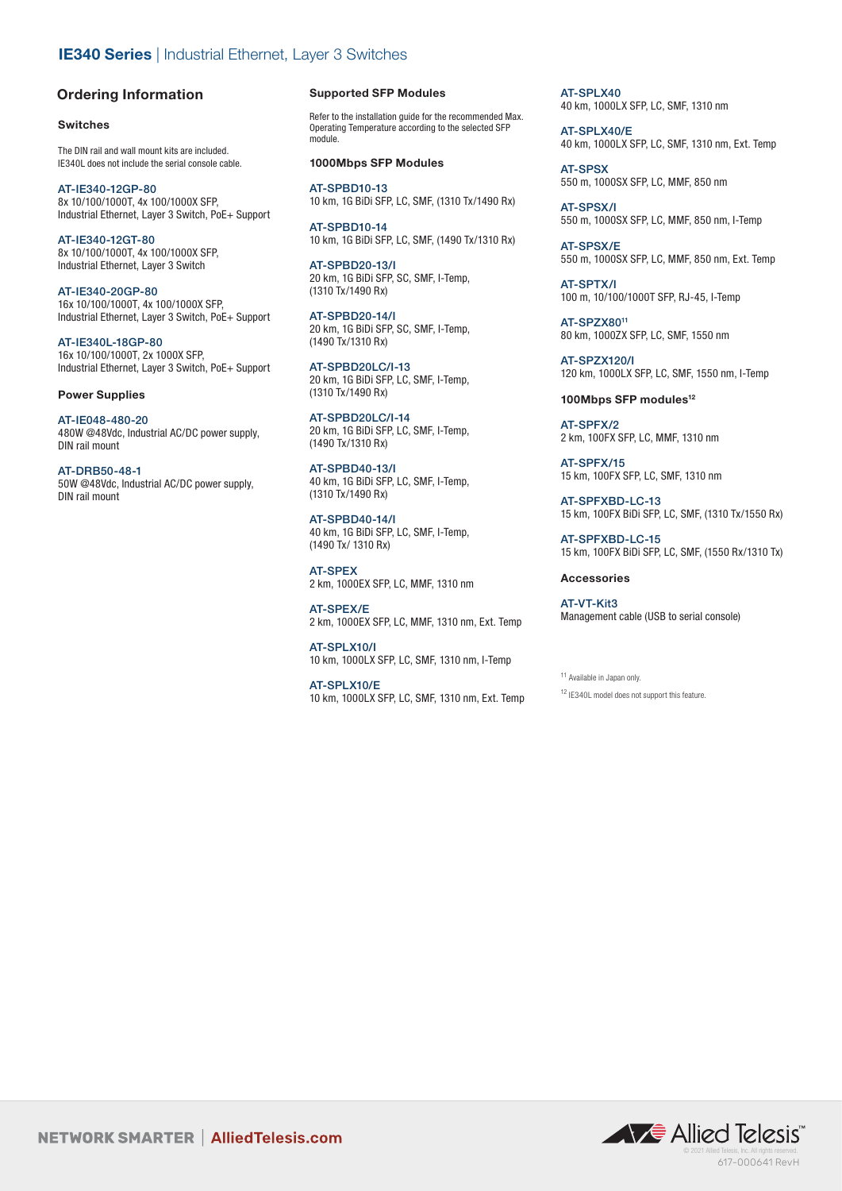## Ordering Information

### Switches

The DIN rail and wall mount kits are included.
IE340L does not include the serial console cable.

**AT-IE340-12GP-80**
8x 10/100/1000T, 4x 100/1000X SFP, Industrial Ethernet, Layer 3 Switch, PoE+ Support

**AT-IE340-12GT-80**
8x 10/100/1000T, 4x 100/1000X SFP, Industrial Ethernet, Layer 3 Switch

**AT-IE340-20GP-80**
16x 10/100/1000T, 4x 100/1000X SFP, Industrial Ethernet, Layer 3 Switch, PoE+ Support

**AT-IE340L-18GP-80**
16x 10/100/1000T, 2x 1000X SFP, Industrial Ethernet, Layer 3 Switch, PoE+ Support

### Power Supplies

**AT-IE048-480-20**
480W @48Vdc, Industrial AC/DC power supply, DIN rail mount

**AT-DRB50-48-1**
50W @48Vdc, Industrial AC/DC power supply, DIN rail mount

### Supported SFP Modules

Refer to the installation guide for the recommended Max. Operating Temperature according to the selected SFP module.

### 1000Mbps SFP Modules

**AT-SPBD10-13**
10 km, 1G BiDi SFP, LC, SMF, (1310 Tx/1490 Rx)

**AT-SPBD10-14**
10 km, 1G BiDi SFP, LC, SMF, (1490 Tx/1310 Rx)

**AT-SPBD20-13/I**
20 km, 1G BiDi SFP, SC, SMF, I-Temp, (1310 Tx/1490 Rx)

**AT-SPBD20-14/I**
20 km, 1G BiDi SFP, SC, SMF, I-Temp, (1490 Tx/1310 Rx)

**AT-SPBD20LC/I-13**
20 km, 1G BiDi SFP, LC, SMF, I-Temp, (1310 Tx/1490 Rx)

**AT-SPBD20LC/I-14**
20 km, 1G BiDi SFP, LC, SMF, I-Temp, (1490 Tx/1310 Rx)

**AT-SPBD40-13/I**
40 km, 1G BiDi SFP, LC, SMF, I-Temp, (1310 Tx/1490 Rx)

**AT-SPBD40-14/I**
40 km, 1G BiDi SFP, LC, SMF, I-Temp, (1490 Tx/ 1310 Rx)

**AT-SPEX**
2 km, 1000EX SFP, LC, MMF, 1310 nm

**AT-SPEX/E**
2 km, 1000EX SFP, LC, MMF, 1310 nm, Ext. Temp

**AT-SPLX10/I**
10 km, 1000LX SFP, LC, SMF, 1310 nm, I-Temp

**AT-SPLX10/E**
10 km, 1000LX SFP, LC, SMF, 1310 nm, Ext. Temp

**AT-SPLX40**
40 km, 1000LX SFP, LC, SMF, 1310 nm

**AT-SPLX40/E**
40 km, 1000LX SFP, LC, SMF, 1310 nm, Ext. Temp

**AT-SPSX**
550 m, 1000SX SFP, LC, MMF, 850 nm

**AT-SPSX/I**
550 m, 1000SX SFP, LC, MMF, 850 nm, I-Temp

**AT-SPSX/E**
550 m, 1000SX SFP, LC, MMF, 850 nm, Ext. Temp

**AT-SPTX/I**
100 m, 10/100/1000T SFP, RJ-45, I-Temp

**AT-SPZX80**[11]
80 km, 1000ZX SFP, LC, SMF, 1550 nm

**AT-SPZX120/I**
120 km, 1000LX SFP, LC, SMF, 1550 nm, I-Temp

### 100Mbps SFP modules[12]

**AT-SPFX/2**
2 km, 100FX SFP, LC, MMF, 1310 nm

**AT-SPFX/15**
15 km, 100FX SFP, LC, SMF, 1310 nm

**AT-SPFXBD-LC-13**
15 km, 100FX BiDi SFP, LC, SMF, (1310 Tx/1550 Rx)

**AT-SPFXBD-LC-15**
15 km, 100FX BiDi SFP, LC, SMF, (1550 Rx/1310 Tx)

### Accessories

**AT-VT-Kit3**
Management cable (USB to serial console)

[11] Available in Japan only.

[12] IE340L model does not support this feature.

NETWORK SMARTER | AlliedTelesis.com

© 2021 Allied Telesis, Inc. All rights reserved.
617-000641 RevH